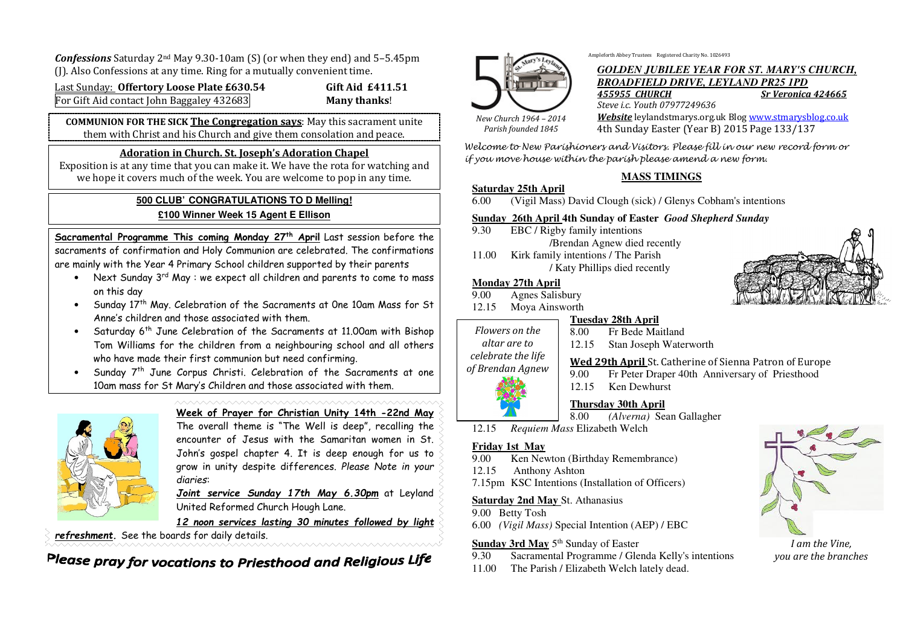***Confessions*** Saturday 2nd May 9.30-10am (S) (or when they end) and 5–5.45pm (J). Also Confessions at any time. Ring for a mutually convenient time.

Last Sunday: **Offertory Loose Plate £630.54** **Gift Aid £411.51**
For Gift Aid contact John Baggaley 432683 **Many thanks**!

**COMMUNION FOR THE SICK** **The Congregation says**: May this sacrament unite them with Christ and his Church and give them consolation and peace.

**Adoration in Church. St. Joseph's Adoration Chapel**

Exposition is at any time that you can make it. We have the rota for watching and we hope it covers much of the week. You are welcome to pop in any time.

**500 CLUB' CONGRATULATIONS TO D Melling!**

**£100 Winner Week 15 Agent E Ellison**

**Sacramental Programme This coming Monday 27th April** Last session before the sacraments of confirmation and Holy Communion are celebrated. The confirmations are mainly with the Year 4 Primary School children supported by their parents

- Next Sunday 3rd May : we expect all children and parents to come to mass on this day
- Sunday 17th May. Celebration of the Sacraments at One 10am Mass for St Anne's children and those associated with them.
- Saturday 6th June Celebration of the Sacraments at 11.00am with Bishop Tom Williams for the children from a neighbouring school and all others who have made their first communion but need confirming.
- Sunday 7th June Corpus Christi. Celebration of the Sacraments at one 10am mass for St Mary's Children and those associated with them.

**Week of Prayer for Christian Unity 14th -22nd May**

The overall theme is "The Well is deep", recalling the encounter of Jesus with the Samaritan women in St. John's gospel chapter 4. It is deep enough for us to grow in unity despite differences. *Please Note in your diaries*:

***Joint service Sunday 17th May 6.30pm*** at Leyland United Reformed Church Hough Lane.

***12 noon services lasting 30 minutes followed by light refreshment***. See the boards for daily details.

***Please pray for vocations to Priesthood and Religious Life***

Ampleforth Abbey Trustees Registered Charity No. 1026493

*New Church 1964 – 2014*
*Parish founded 1845*

## *GOLDEN JUBILEE YEAR FOR ST. MARY'S CHURCH, BROADFIELD DRIVE, LEYLAND PR25 1PD*

***455955 CHURCH*** ***Sr Veronica 424665***

*Steve i.c. Youth 07977249636*

***Website*** leylandstmarys.org.uk Blog www.stmarysblog.co.uk

4th Sunday Easter (Year B) 2015 Page 133/137

*Welcome to New Parishioners and Visitors. Please fill in our new record form or if you move house within the parish please amend a new form.*

### MASS TIMINGS

**Saturday 25th April**
6.00 (Vigil Mass) David Clough (sick) / Glenys Cobham's intentions

**Sunday 26th April 4th Sunday of Easter** ***Good Shepherd Sunday***
9.30 EBC / Rigby family intentions /Brendan Agnew died recently
11.00 Kirk family intentions / The Parish / Katy Phillips died recently

**Monday 27th April**
9.00 Agnes Salisbury
12.15 Moya Ainsworth

*Flowers on the altar are to celebrate the life of Brendan Agnew*

**Tuesday 28th April**
8.00 Fr Bede Maitland
12.15 Stan Joseph Waterworth

**Wed 29th April** St. Catherine of Sienna Patron of Europe
9.00 Fr Peter Draper 40th Anniversary of Priesthood
12.15 Ken Dewhurst

**Thursday 30th April**
8.00 *(Alverna)* Sean Gallagher
12.15 *Requiem Mass* Elizabeth Welch

**Friday 1st May**
9.00 Ken Newton (Birthday Remembrance)
12.15 Anthony Ashton
7.15pm KSC Intentions (Installation of Officers)

**Saturday 2nd May** St. Athanasius
9.00 Betty Tosh
6.00 *(Vigil Mass)* Special Intention (AEP) / EBC

**Sunday 3rd May** 5th Sunday of Easter
9.30 Sacramental Programme / Glenda Kelly's intentions
11.00 The Parish / Elizabeth Welch lately dead.

*I am the Vine, you are the branches*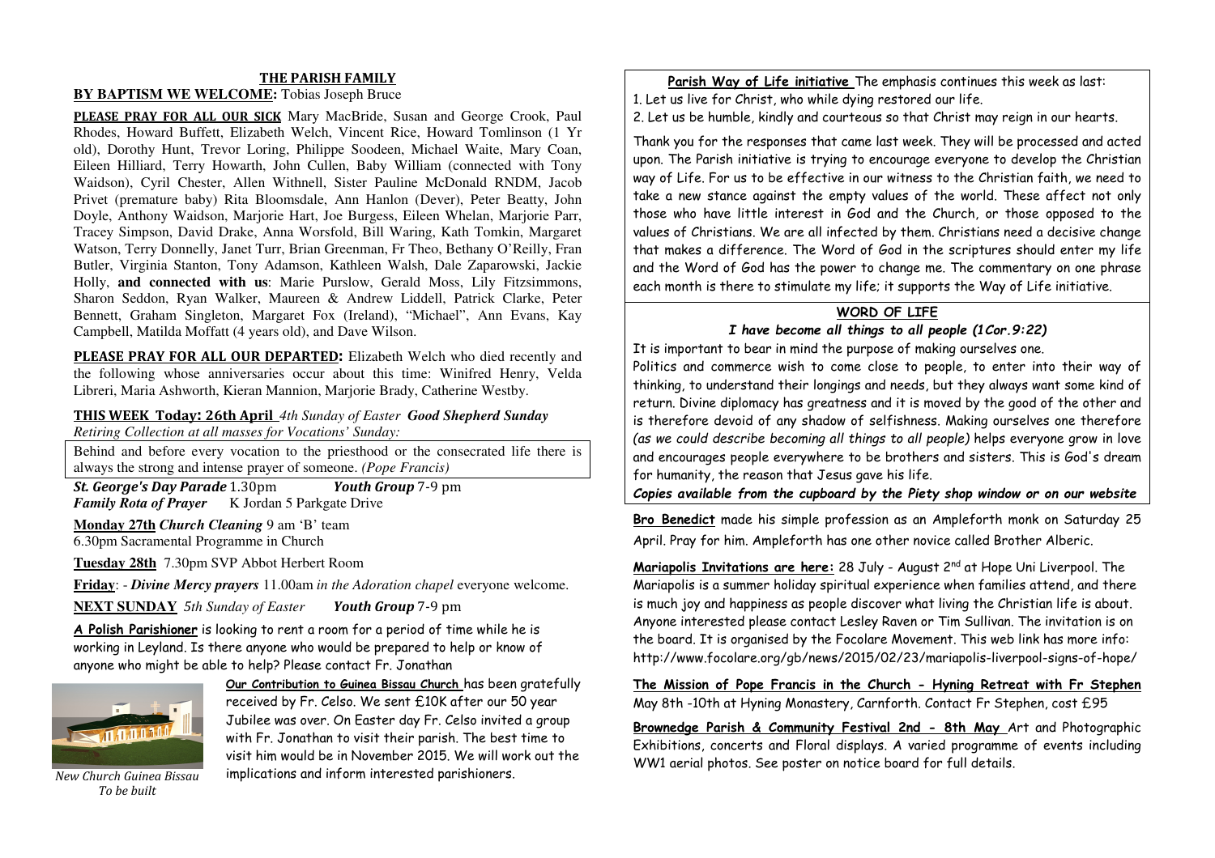## THE PARISH FAMILY

**BY BAPTISM WE WELCOME:** Tobias Joseph Bruce

**PLEASE PRAY FOR ALL OUR SICK** Mary MacBride, Susan and George Crook, Paul Rhodes, Howard Buffett, Elizabeth Welch, Vincent Rice, Howard Tomlinson (1 Yr old), Dorothy Hunt, Trevor Loring, Philippe Soodeen, Michael Waite, Mary Coan, Eileen Hilliard, Terry Howarth, John Cullen, Baby William (connected with Tony Waidson), Cyril Chester, Allen Withnell, Sister Pauline McDonald RNDM, Jacob Privet (premature baby) Rita Bloomsdale, Ann Hanlon (Dever), Peter Beatty, John Doyle, Anthony Waidson, Marjorie Hart, Joe Burgess, Eileen Whelan, Marjorie Parr, Tracey Simpson, David Drake, Anna Worsfold, Bill Waring, Kath Tomkin, Margaret Watson, Terry Donnelly, Janet Turr, Brian Greenman, Fr Theo, Bethany O'Reilly, Fran Butler, Virginia Stanton, Tony Adamson, Kathleen Walsh, Dale Zaparowski, Jackie Holly, **and connected with us**: Marie Purslow, Gerald Moss, Lily Fitzsimmons, Sharon Seddon, Ryan Walker, Maureen & Andrew Liddell, Patrick Clarke, Peter Bennett, Graham Singleton, Margaret Fox (Ireland), "Michael", Ann Evans, Kay Campbell, Matilda Moffatt (4 years old), and Dave Wilson.

**PLEASE PRAY FOR ALL OUR DEPARTED:** Elizabeth Welch who died recently and the following whose anniversaries occur about this time: Winifred Henry, Velda Libreri, Maria Ashworth, Kieran Mannion, Marjorie Brady, Catherine Westby.

**THIS WEEK Today: 26th April** *4th Sunday of Easter* ***Good Shepherd Sunday***
*Retiring Collection at all masses for Vocations' Sunday:*

Behind and before every vocation to the priesthood or the consecrated life there is always the strong and intense prayer of someone. *(Pope Francis)*

***St. George's Day Parade*** 1.30pm ***Youth Group*** 7-9 pm
***Family Rota of Prayer*** K Jordan 5 Parkgate Drive

**Monday 27th** ***Church Cleaning*** 9 am 'B' team
6.30pm Sacramental Programme in Church

**Tuesday 28th** 7.30pm SVP Abbot Herbert Room

**Friday**: - ***Divine Mercy prayers*** 11.00am *in the Adoration chapel* everyone welcome.

**NEXT SUNDAY** *5th Sunday of Easter* ***Youth Group*** 7-9 pm

**A Polish Parishioner** is looking to rent a room for a period of time while he is working in Leyland. Is there anyone who would be prepared to help or know of anyone who might be able to help? Please contact Fr. Jonathan

**Our Contribution to Guinea Bissau Church** has been gratefully received by Fr. Celso. We sent £10K after our 50 year Jubilee was over. On Easter day Fr. Celso invited a group with Fr. Jonathan to visit their parish. The best time to visit him would be in November 2015. We will work out the implications and inform interested parishioners.

*New Church Guinea Bissau To be built*

**Parish Way of Life initiative** The emphasis continues this week as last:

1. Let us live for Christ, who while dying restored our life.
2. Let us be humble, kindly and courteous so that Christ may reign in our hearts.

Thank you for the responses that came last week. They will be processed and acted upon. The Parish initiative is trying to encourage everyone to develop the Christian way of Life. For us to be effective in our witness to the Christian faith, we need to take a new stance against the empty values of the world. These affect not only those who have little interest in God and the Church, or those opposed to the values of Christians. We are all infected by them. Christians need a decisive change that makes a difference. The Word of God in the scriptures should enter my life and the Word of God has the power to change me. The commentary on one phrase each month is there to stimulate my life; it supports the Way of Life initiative.

## WORD OF LIFE

***I have become all things to all people (1Cor.9:22)***

It is important to bear in mind the purpose of making ourselves one.
Politics and commerce wish to come close to people, to enter into their way of thinking, to understand their longings and needs, but they always want some kind of return. Divine diplomacy has greatness and it is moved by the good of the other and is therefore devoid of any shadow of selfishness. Making ourselves one therefore *(as we could describe becoming all things to all people)* helps everyone grow in love and encourages people everywhere to be brothers and sisters. This is God's dream for humanity, the reason that Jesus gave his life.

***Copies available from the cupboard by the Piety shop window or on our website***

**Bro Benedict** made his simple profession as an Ampleforth monk on Saturday 25 April. Pray for him. Ampleforth has one other novice called Brother Alberic.

**Mariapolis Invitations are here:** 28 July - August 2nd at Hope Uni Liverpool. The Mariapolis is a summer holiday spiritual experience when families attend, and there is much joy and happiness as people discover what living the Christian life is about. Anyone interested please contact Lesley Raven or Tim Sullivan. The invitation is on the board. It is organised by the Focolare Movement. This web link has more info: http://www.focolare.org/gb/news/2015/02/23/mariapolis-liverpool-signs-of-hope/

**The Mission of Pope Francis in the Church - Hyning Retreat with Fr Stephen** May 8th -10th at Hyning Monastery, Carnforth. Contact Fr Stephen, cost £95

**Brownedge Parish & Community Festival 2nd - 8th May** Art and Photographic Exhibitions, concerts and Floral displays. A varied programme of events including WW1 aerial photos. See poster on notice board for full details.